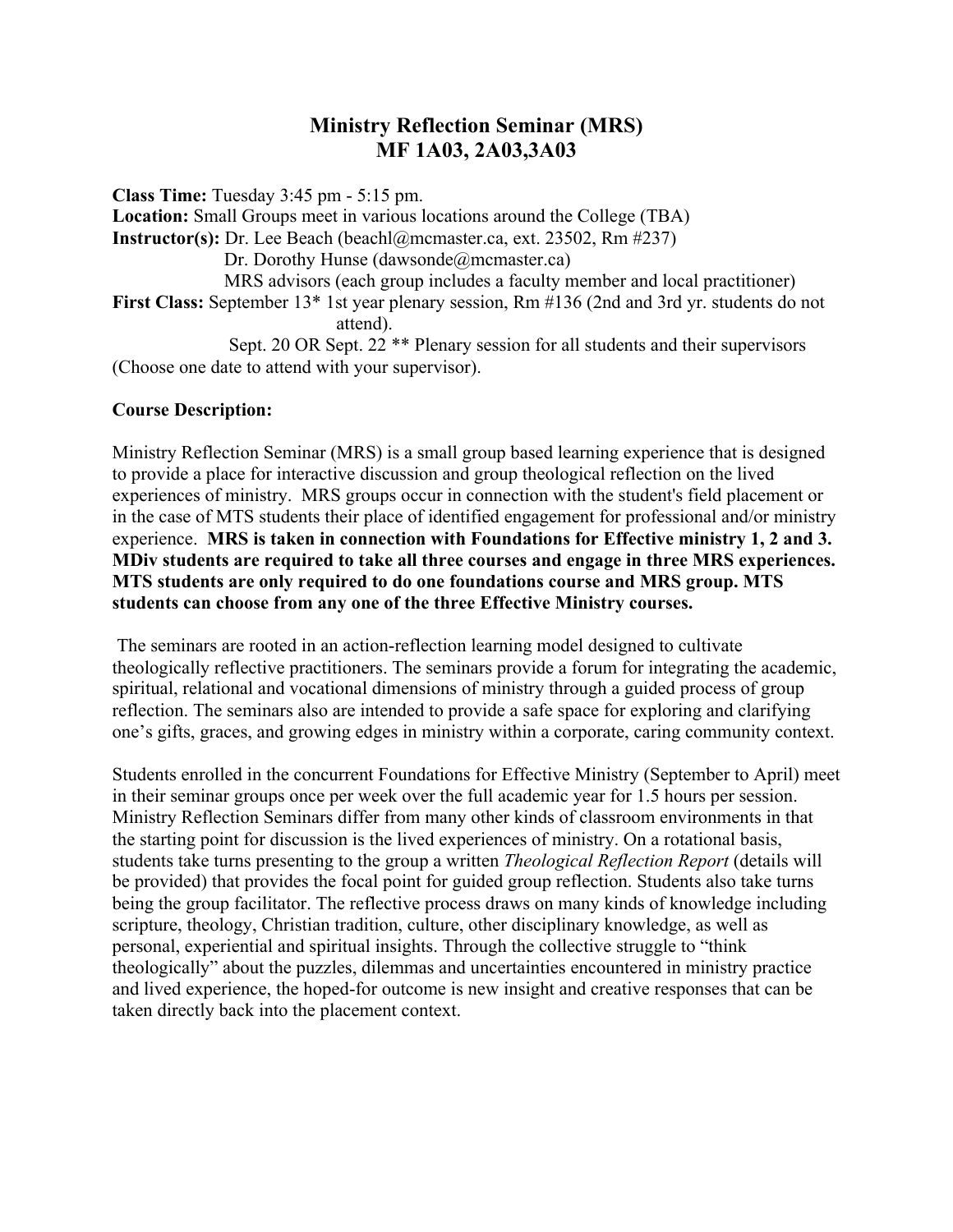# Ministry Reflection Seminar (MRS)
# MF 1A03, 2A03,3A03

**Class Time:** Tuesday 3:45 pm - 5:15 pm.
**Location:** Small Groups meet in various locations around the College (TBA)
**Instructor(s):** Dr. Lee Beach (beachl@mcmaster.ca, ext. 23502, Rm #237)
Dr. Dorothy Hunse (dawsonde@mcmaster.ca)
MRS advisors (each group includes a faculty member and local practitioner)
**First Class:** September 13* 1st year plenary session, Rm #136 (2nd and 3rd yr. students do not attend).
Sept. 20 OR Sept. 22 ** Plenary session for all students and their supervisors (Choose one date to attend with your supervisor).

**Course Description:**

Ministry Reflection Seminar (MRS) is a small group based learning experience that is designed to provide a place for interactive discussion and group theological reflection on the lived experiences of ministry. MRS groups occur in connection with the student's field placement or in the case of MTS students their place of identified engagement for professional and/or ministry experience. **MRS is taken in connection with Foundations for Effective ministry 1, 2 and 3. MDiv students are required to take all three courses and engage in three MRS experiences. MTS students are only required to do one foundations course and MRS group. MTS students can choose from any one of the three Effective Ministry courses.**

The seminars are rooted in an action-reflection learning model designed to cultivate theologically reflective practitioners. The seminars provide a forum for integrating the academic, spiritual, relational and vocational dimensions of ministry through a guided process of group reflection. The seminars also are intended to provide a safe space for exploring and clarifying one's gifts, graces, and growing edges in ministry within a corporate, caring community context.

Students enrolled in the concurrent Foundations for Effective Ministry (September to April) meet in their seminar groups once per week over the full academic year for 1.5 hours per session. Ministry Reflection Seminars differ from many other kinds of classroom environments in that the starting point for discussion is the lived experiences of ministry. On a rotational basis, students take turns presenting to the group a written *Theological Reflection Report* (details will be provided) that provides the focal point for guided group reflection. Students also take turns being the group facilitator. The reflective process draws on many kinds of knowledge including scripture, theology, Christian tradition, culture, other disciplinary knowledge, as well as personal, experiential and spiritual insights. Through the collective struggle to "think theologically" about the puzzles, dilemmas and uncertainties encountered in ministry practice and lived experience, the hoped-for outcome is new insight and creative responses that can be taken directly back into the placement context.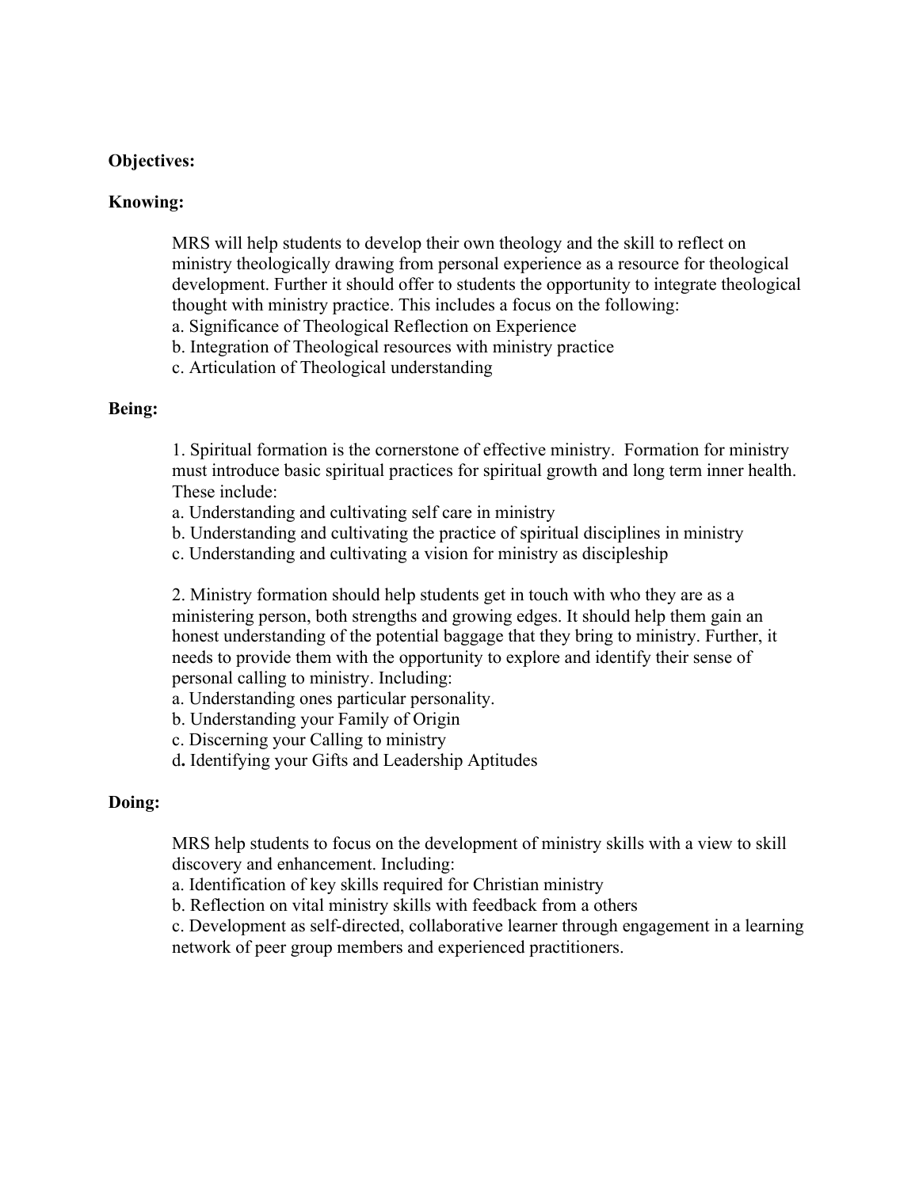**Objectives:**

**Knowing:**

MRS will help students to develop their own theology and the skill to reflect on ministry theologically drawing from personal experience as a resource for theological development. Further it should offer to students the opportunity to integrate theological thought with ministry practice. This includes a focus on the following:
a. Significance of Theological Reflection on Experience
b. Integration of Theological resources with ministry practice
c. Articulation of Theological understanding

**Being:**

1. Spiritual formation is the cornerstone of effective ministry. Formation for ministry must introduce basic spiritual practices for spiritual growth and long term inner health. These include:
a. Understanding and cultivating self care in ministry
b. Understanding and cultivating the practice of spiritual disciplines in ministry
c. Understanding and cultivating a vision for ministry as discipleship

2. Ministry formation should help students get in touch with who they are as a ministering person, both strengths and growing edges. It should help them gain an honest understanding of the potential baggage that they bring to ministry. Further, it needs to provide them with the opportunity to explore and identify their sense of personal calling to ministry. Including:
a. Understanding ones particular personality.
b. Understanding your Family of Origin
c. Discerning your Calling to ministry
d. Identifying your Gifts and Leadership Aptitudes

**Doing:**

MRS help students to focus on the development of ministry skills with a view to skill discovery and enhancement. Including:
a. Identification of key skills required for Christian ministry
b. Reflection on vital ministry skills with feedback from a others
c. Development as self-directed, collaborative learner through engagement in a learning network of peer group members and experienced practitioners.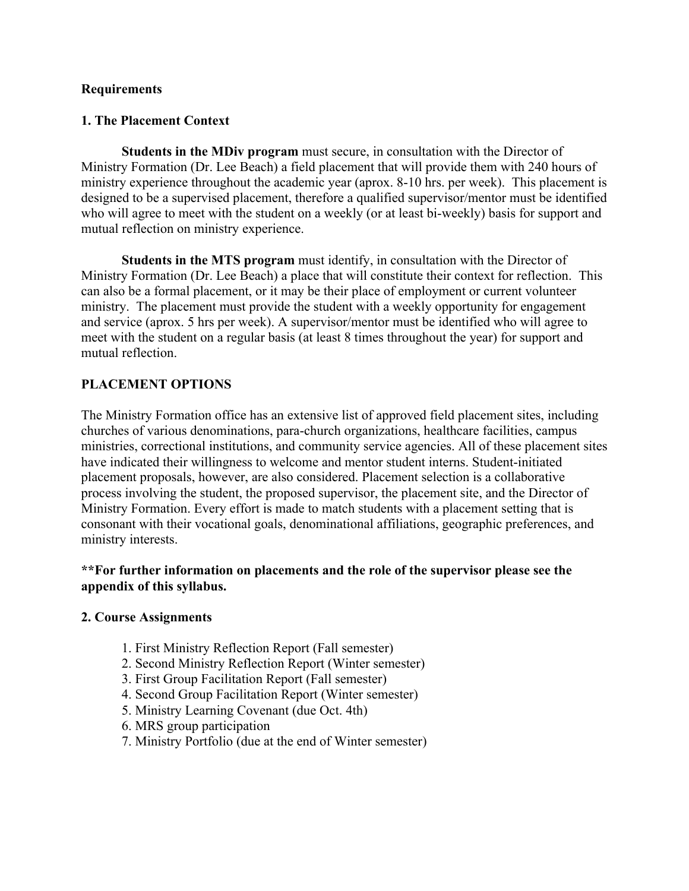**Requirements**

**1. The Placement Context**

**Students in the MDiv program** must secure, in consultation with the Director of Ministry Formation (Dr. Lee Beach) a field placement that will provide them with 240 hours of ministry experience throughout the academic year (aprox. 8-10 hrs. per week). This placement is designed to be a supervised placement, therefore a qualified supervisor/mentor must be identified who will agree to meet with the student on a weekly (or at least bi-weekly) basis for support and mutual reflection on ministry experience.

**Students in the MTS program** must identify, in consultation with the Director of Ministry Formation (Dr. Lee Beach) a place that will constitute their context for reflection. This can also be a formal placement, or it may be their place of employment or current volunteer ministry. The placement must provide the student with a weekly opportunity for engagement and service (aprox. 5 hrs per week). A supervisor/mentor must be identified who will agree to meet with the student on a regular basis (at least 8 times throughout the year) for support and mutual reflection.

**PLACEMENT OPTIONS**

The Ministry Formation office has an extensive list of approved field placement sites, including churches of various denominations, para-church organizations, healthcare facilities, campus ministries, correctional institutions, and community service agencies. All of these placement sites have indicated their willingness to welcome and mentor student interns. Student-initiated placement proposals, however, are also considered. Placement selection is a collaborative process involving the student, the proposed supervisor, the placement site, and the Director of Ministry Formation. Every effort is made to match students with a placement setting that is consonant with their vocational goals, denominational affiliations, geographic preferences, and ministry interests.

****For further information on placements and the role of the supervisor please see the appendix of this syllabus.**

**2. Course Assignments**

1. First Ministry Reflection Report (Fall semester)
2. Second Ministry Reflection Report (Winter semester)
3. First Group Facilitation Report (Fall semester)
4. Second Group Facilitation Report (Winter semester)
5. Ministry Learning Covenant (due Oct. 4th)
6. MRS group participation
7. Ministry Portfolio (due at the end of Winter semester)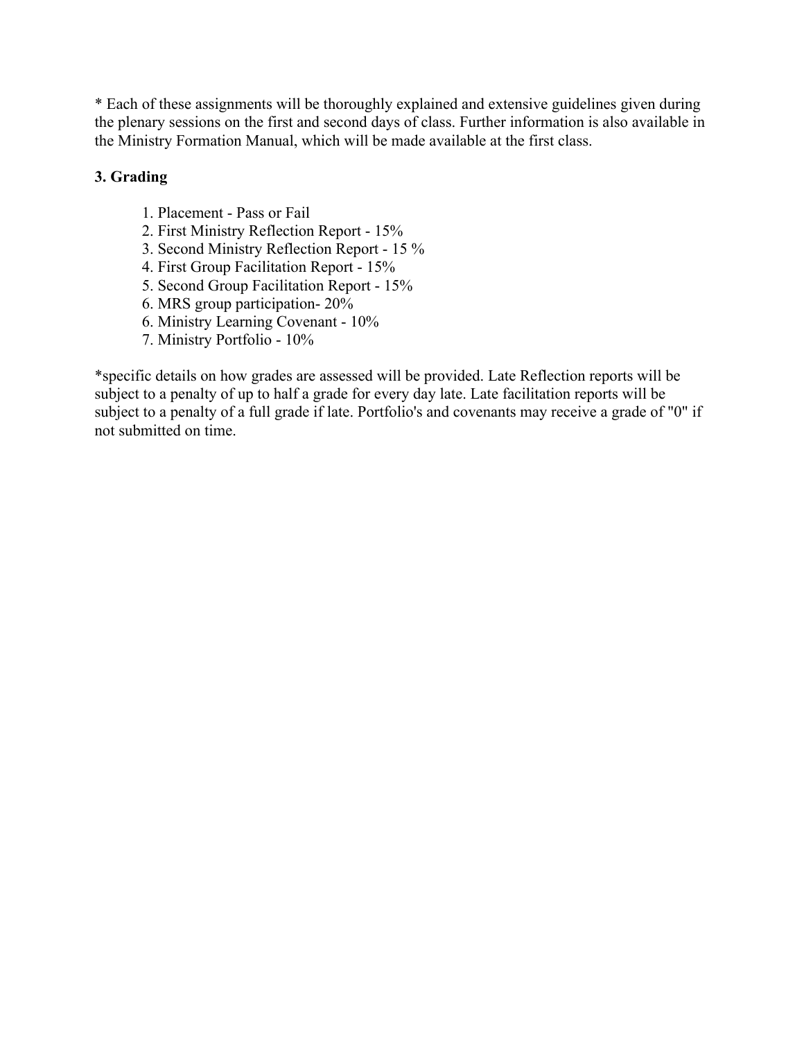* Each of these assignments will be thoroughly explained and extensive guidelines given during the plenary sessions on the first and second days of class. Further information is also available in the Ministry Formation Manual, which will be made available at the first class.

### 3. Grading

1. Placement - Pass or Fail
2. First Ministry Reflection Report - 15%
3. Second Ministry Reflection Report - 15 %
4. First Group Facilitation Report - 15%
5. Second Group Facilitation Report - 15%
6. MRS group participation- 20%
6. Ministry Learning Covenant - 10%
7. Ministry Portfolio - 10%

*specific details on how grades are assessed will be provided. Late Reflection reports will be subject to a penalty of up to half a grade for every day late. Late facilitation reports will be subject to a penalty of a full grade if late. Portfolio's and covenants may receive a grade of "0" if not submitted on time.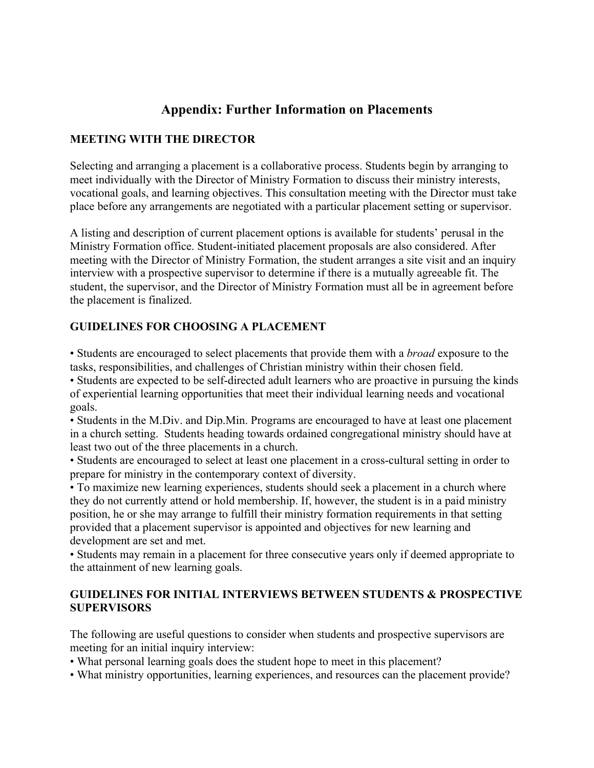# Appendix: Further Information on Placements

## MEETING WITH THE DIRECTOR

Selecting and arranging a placement is a collaborative process. Students begin by arranging to meet individually with the Director of Ministry Formation to discuss their ministry interests, vocational goals, and learning objectives. This consultation meeting with the Director must take place before any arrangements are negotiated with a particular placement setting or supervisor.

A listing and description of current placement options is available for students' perusal in the Ministry Formation office. Student-initiated placement proposals are also considered. After meeting with the Director of Ministry Formation, the student arranges a site visit and an inquiry interview with a prospective supervisor to determine if there is a mutually agreeable fit. The student, the supervisor, and the Director of Ministry Formation must all be in agreement before the placement is finalized.

## GUIDELINES FOR CHOOSING A PLACEMENT

- Students are encouraged to select placements that provide them with a *broad* exposure to the tasks, responsibilities, and challenges of Christian ministry within their chosen field.
- Students are expected to be self-directed adult learners who are proactive in pursuing the kinds of experiential learning opportunities that meet their individual learning needs and vocational goals.
- Students in the M.Div. and Dip.Min. Programs are encouraged to have at least one placement in a church setting. Students heading towards ordained congregational ministry should have at least two out of the three placements in a church.
- Students are encouraged to select at least one placement in a cross-cultural setting in order to prepare for ministry in the contemporary context of diversity.
- To maximize new learning experiences, students should seek a placement in a church where they do not currently attend or hold membership. If, however, the student is in a paid ministry position, he or she may arrange to fulfill their ministry formation requirements in that setting provided that a placement supervisor is appointed and objectives for new learning and development are set and met.
- Students may remain in a placement for three consecutive years only if deemed appropriate to the attainment of new learning goals.

## GUIDELINES FOR INITIAL INTERVIEWS BETWEEN STUDENTS & PROSPECTIVE SUPERVISORS

The following are useful questions to consider when students and prospective supervisors are meeting for an initial inquiry interview:

- What personal learning goals does the student hope to meet in this placement?
- What ministry opportunities, learning experiences, and resources can the placement provide?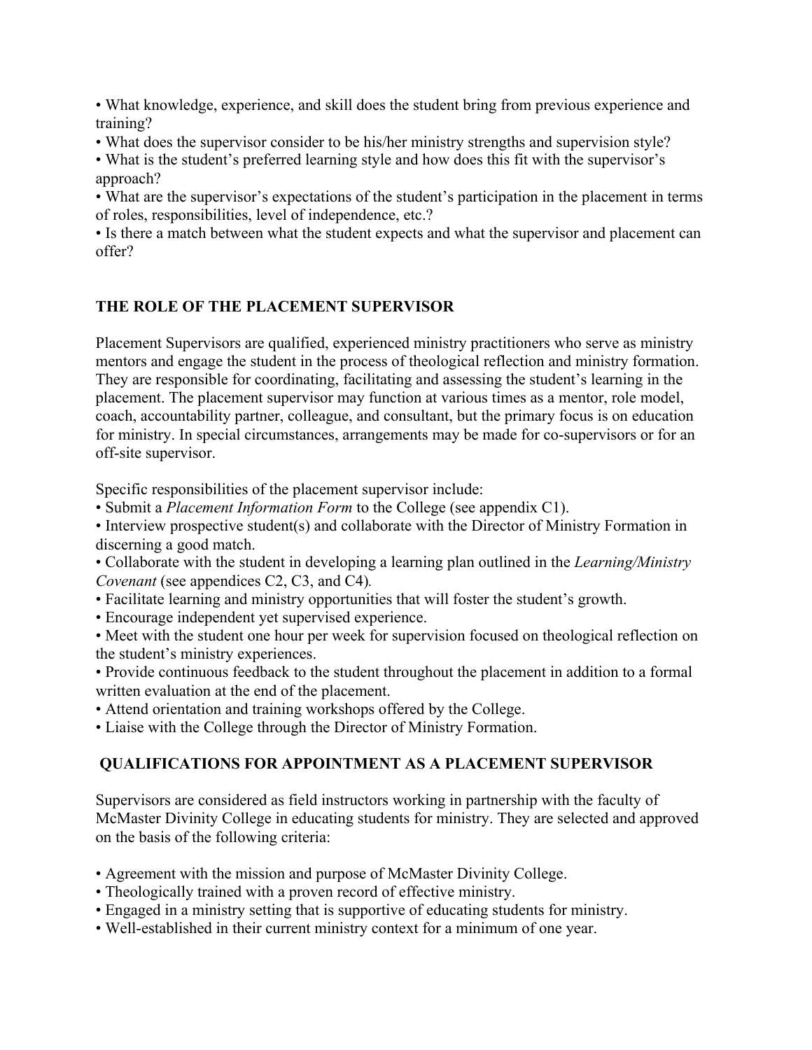- What knowledge, experience, and skill does the student bring from previous experience and training?
- What does the supervisor consider to be his/her ministry strengths and supervision style?
- What is the student's preferred learning style and how does this fit with the supervisor's approach?
- What are the supervisor's expectations of the student's participation in the placement in terms of roles, responsibilities, level of independence, etc.?
- Is there a match between what the student expects and what the supervisor and placement can offer?

## THE ROLE OF THE PLACEMENT SUPERVISOR

Placement Supervisors are qualified, experienced ministry practitioners who serve as ministry mentors and engage the student in the process of theological reflection and ministry formation. They are responsible for coordinating, facilitating and assessing the student's learning in the placement. The placement supervisor may function at various times as a mentor, role model, coach, accountability partner, colleague, and consultant, but the primary focus is on education for ministry. In special circumstances, arrangements may be made for co-supervisors or for an off-site supervisor.

Specific responsibilities of the placement supervisor include:

- Submit a *Placement Information Form* to the College (see appendix C1).
- Interview prospective student(s) and collaborate with the Director of Ministry Formation in discerning a good match.
- Collaborate with the student in developing a learning plan outlined in the *Learning/Ministry Covenant* (see appendices C2, C3, and C4).
- Facilitate learning and ministry opportunities that will foster the student's growth.
- Encourage independent yet supervised experience.
- Meet with the student one hour per week for supervision focused on theological reflection on the student's ministry experiences.
- Provide continuous feedback to the student throughout the placement in addition to a formal written evaluation at the end of the placement.
- Attend orientation and training workshops offered by the College.
- Liaise with the College through the Director of Ministry Formation.

## QUALIFICATIONS FOR APPOINTMENT AS A PLACEMENT SUPERVISOR

Supervisors are considered as field instructors working in partnership with the faculty of McMaster Divinity College in educating students for ministry. They are selected and approved on the basis of the following criteria:

- Agreement with the mission and purpose of McMaster Divinity College.
- Theologically trained with a proven record of effective ministry.
- Engaged in a ministry setting that is supportive of educating students for ministry.
- Well-established in their current ministry context for a minimum of one year.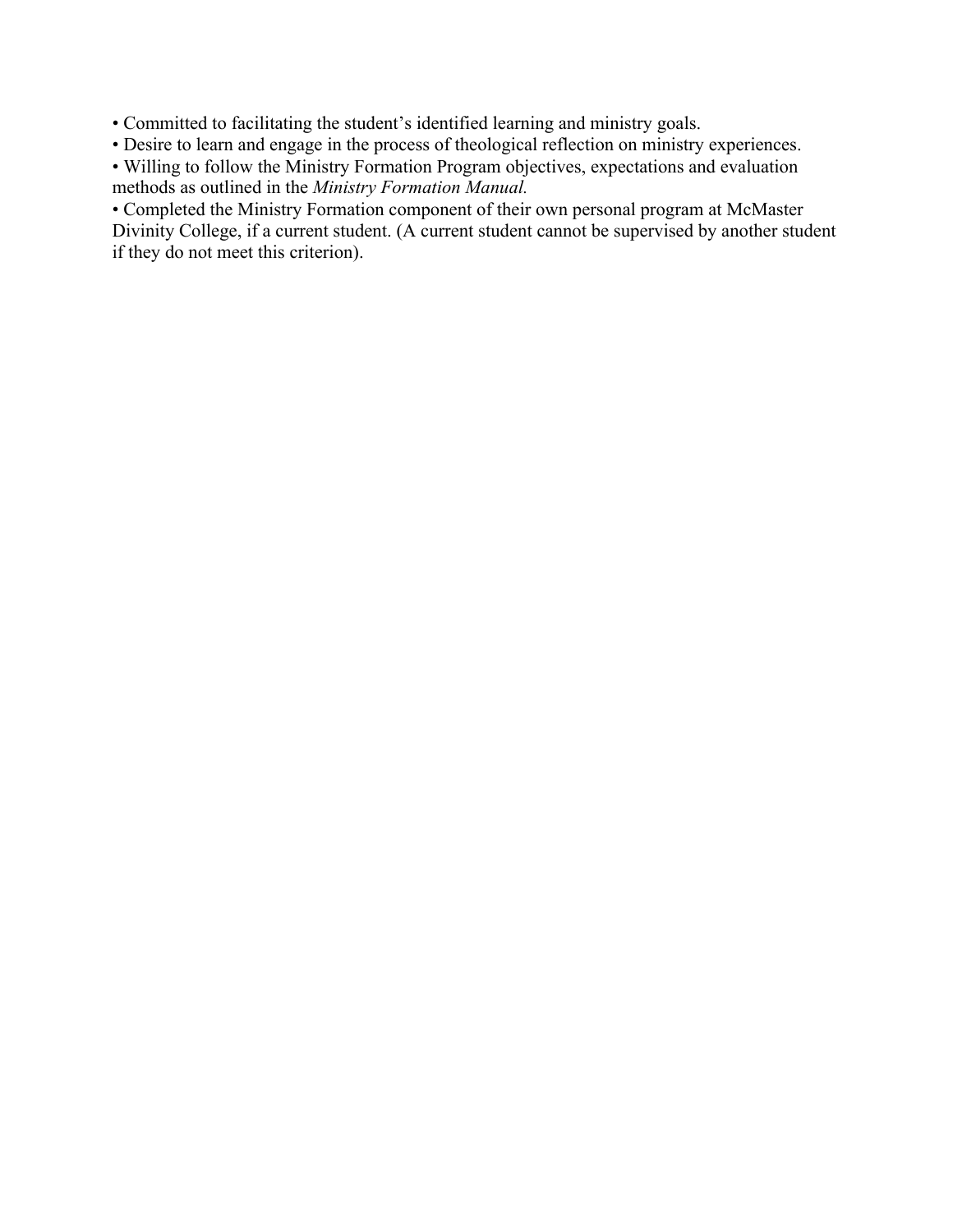- Committed to facilitating the student's identified learning and ministry goals.
- Desire to learn and engage in the process of theological reflection on ministry experiences.
- Willing to follow the Ministry Formation Program objectives, expectations and evaluation methods as outlined in the *Ministry Formation Manual.*
- Completed the Ministry Formation component of their own personal program at McMaster Divinity College, if a current student. (A current student cannot be supervised by another student if they do not meet this criterion).